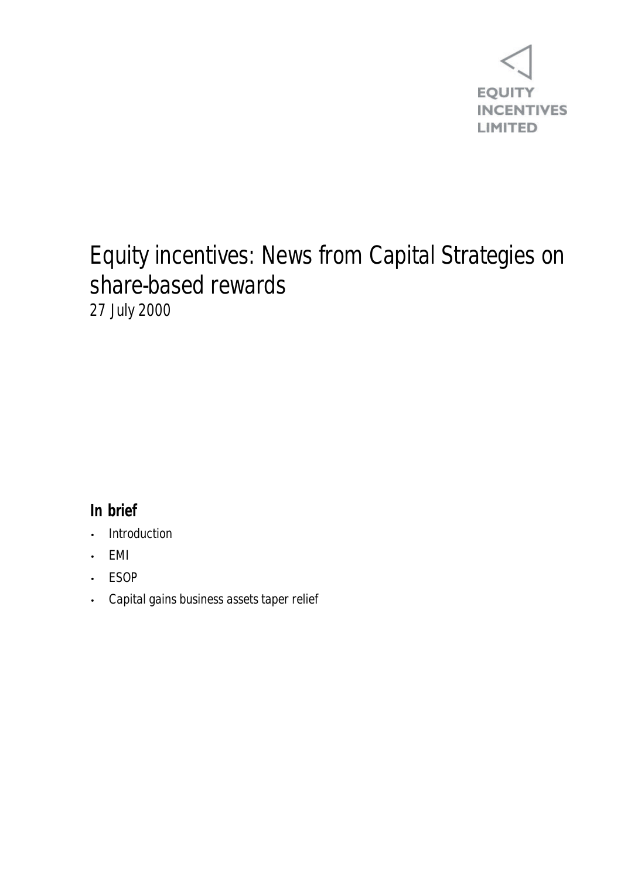EQUITY INCENTIVES LIMITED

# Equity incentives: News from Capital Strategies on share-based rewards

27 July 2000

## In brief

- Introduction
- EMI
- ESOP
- Capital gains business assets taper relief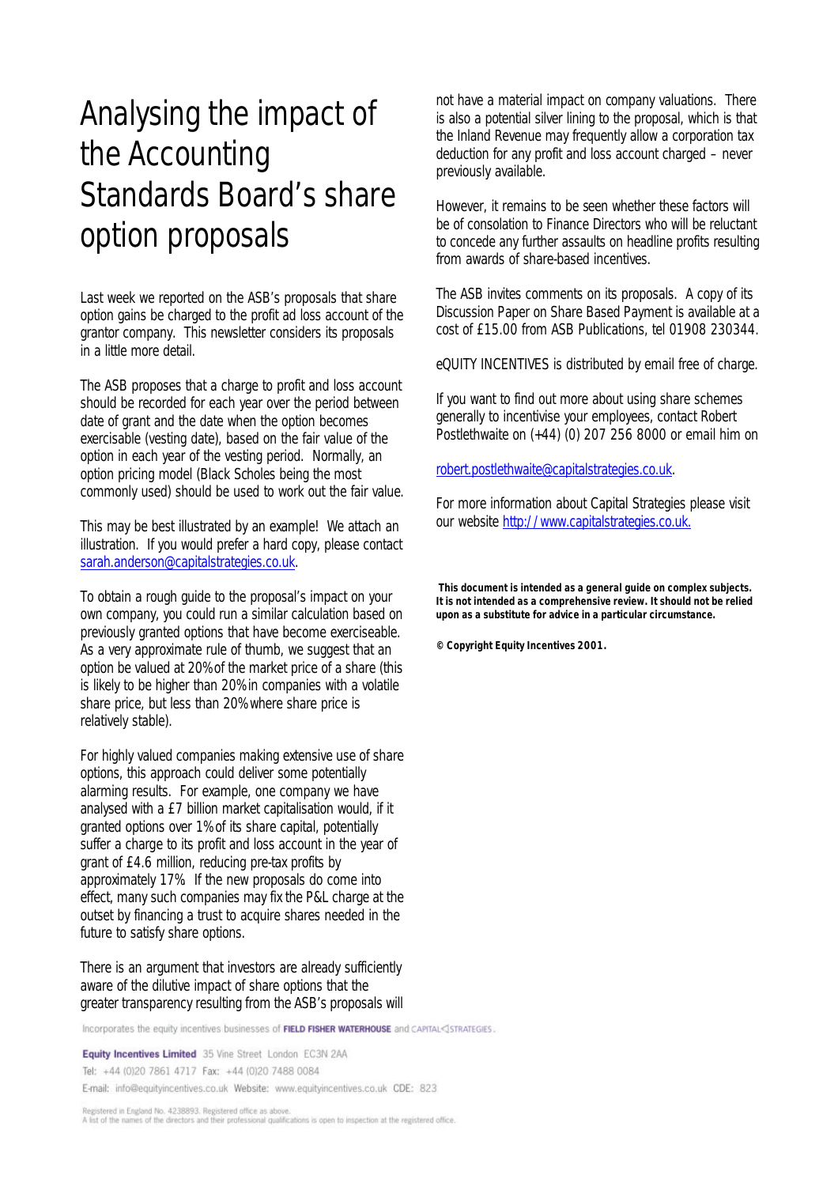# Analysing the impact of the Accounting Standards Board's share option proposals

Last week we reported on the ASB's proposals that share option gains be charged to the profit ad loss account of the grantor company. This newsletter considers its proposals in a little more detail.

The ASB proposes that a charge to profit and loss account should be recorded for each year over the period between date of grant and the date when the option becomes exercisable (vesting date), based on the fair value of the option in each year of the vesting period. Normally, an option pricing model (Black Scholes being the most commonly used) should be used to work out the fair value.

This may be best illustrated by an example! We attach an illustration. If you would prefer a hard copy, please contact sarah.anderson@capitalstrategies.co.uk.

To obtain a rough guide to the proposal's impact on your own company, you could run a similar calculation based on previously granted options that have become exerciseable. As a very approximate rule of thumb, we suggest that an option be valued at 20% of the market price of a share (this is likely to be higher than 20% in companies with a volatile share price, but less than 20% where share price is relatively stable).

For highly valued companies making extensive use of share options, this approach could deliver some potentially alarming results. For example, one company we have analysed with a £7 billion market capitalisation would, if it granted options over 1% of its share capital, potentially suffer a charge to its profit and loss account in the year of grant of £4.6 million, reducing pre-tax profits by approximately 17%. If the new proposals do come into effect, many such companies may fix the P&L charge at the outset by financing a trust to acquire shares needed in the future to satisfy share options.

There is an argument that investors are already sufficiently aware of the dilutive impact of share options that the greater transparency resulting from the ASB's proposals will not have a material impact on company valuations. There is also a potential silver lining to the proposal, which is that the Inland Revenue may frequently allow a corporation tax deduction for any profit and loss account charged – never previously available.

However, it remains to be seen whether these factors will be of consolation to Finance Directors who will be reluctant to concede any further assaults on headline profits resulting from awards of share-based incentives.

The ASB invites comments on its proposals. A copy of its Discussion Paper on Share Based Payment is available at a cost of £15.00 from ASB Publications, tel 01908 230344.

eQUITY INCENTIVES is distributed by email free of charge.

If you want to find out more about using share schemes generally to incentivise your employees, contact Robert Postlethwaite on (+44) (0) 207 256 8000 or email him on

robert.postlethwaite@capitalstrategies.co.uk.

For more information about Capital Strategies please visit our website http://www.capitalstrategies.co.uk.

**This document is intended as a general guide on complex subjects. It is not intended as a comprehensive review. It should not be relied upon as a substitute for advice in a particular circumstance.**

**© Copyright Equity Incentives 2001.**

Incorporates the equity incentives businesses of **FIELD FISHER WATERHOUSE** and CAPITAL STRATEGIES.

**Equity Incentives Limited** 35 Vine Street London EC3N 2AA
Tel: +44 (0)20 7861 4717 Fax: +44 (0)20 7488 0084
E-mail: info@equityincentives.co.uk Website: www.equityincentives.co.uk CDE: 823

Registered in England No. 4238893. Registered office as above.
A list of the names of the directors and their professional qualifications is open to inspection at the registered office.